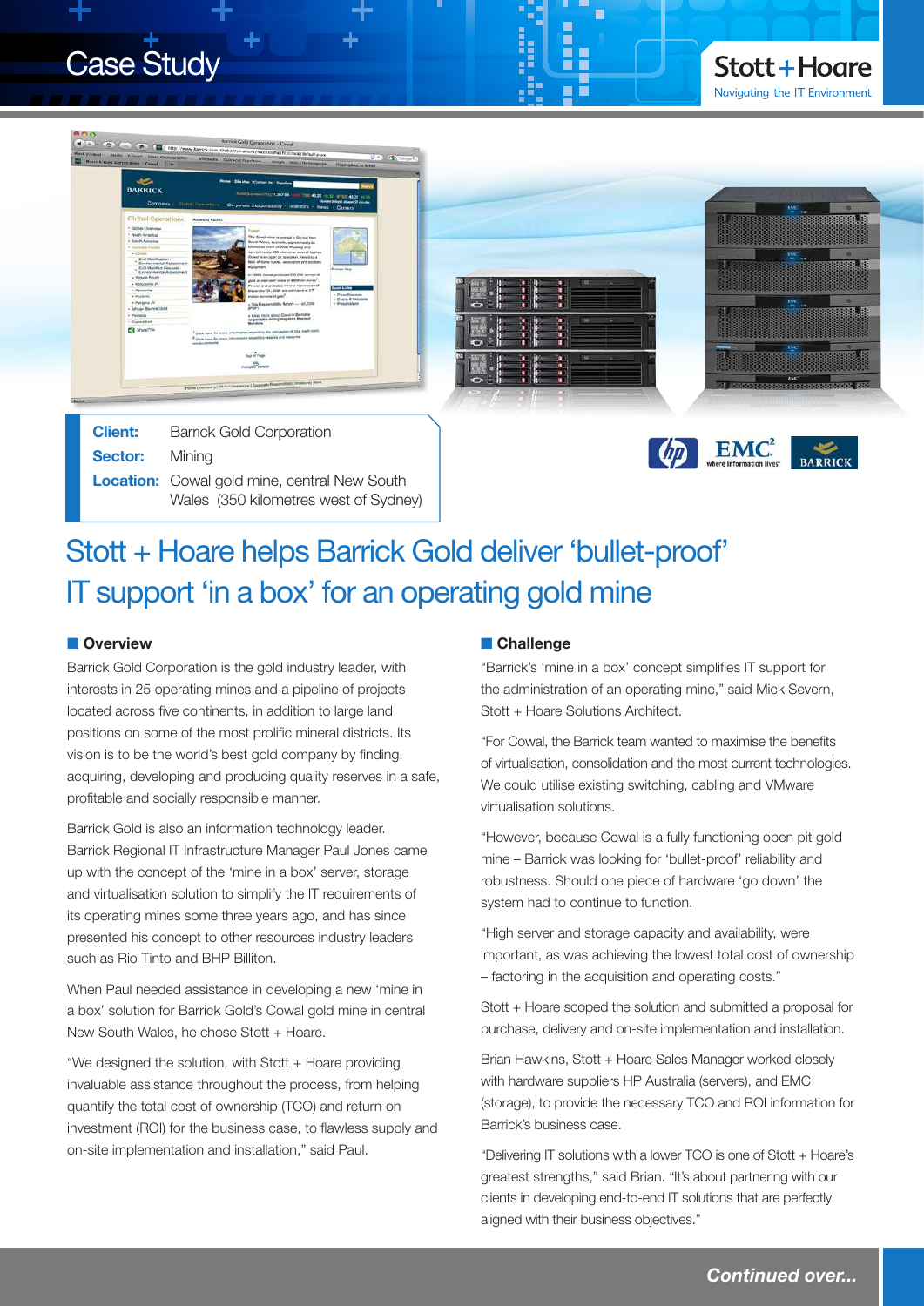Case Study

Stott + Hoare
Navigating the IT Environment

**Client:** Barrick Gold Corporation
**Sector:** Mining
**Location:** Cowal gold mine, central New South Wales (350 kilometres west of Sydney)

# Stott + Hoare helps Barrick Gold deliver 'bullet-proof' IT support 'in a box' for an operating gold mine

## Overview

Barrick Gold Corporation is the gold industry leader, with interests in 25 operating mines and a pipeline of projects located across five continents, in addition to large land positions on some of the most prolific mineral districts. Its vision is to be the world's best gold company by finding, acquiring, developing and producing quality reserves in a safe, profitable and socially responsible manner.

Barrick Gold is also an information technology leader. Barrick Regional IT Infrastructure Manager Paul Jones came up with the concept of the 'mine in a box' server, storage and virtualisation solution to simplify the IT requirements of its operating mines some three years ago, and has since presented his concept to other resources industry leaders such as Rio Tinto and BHP Billiton.

When Paul needed assistance in developing a new 'mine in a box' solution for Barrick Gold's Cowal gold mine in central New South Wales, he chose Stott + Hoare.

"We designed the solution, with Stott + Hoare providing invaluable assistance throughout the process, from helping quantify the total cost of ownership (TCO) and return on investment (ROI) for the business case, to flawless supply and on-site implementation and installation," said Paul.

## Challenge

"Barrick's 'mine in a box' concept simplifies IT support for the administration of an operating mine," said Mick Severn, Stott + Hoare Solutions Architect.

"For Cowal, the Barrick team wanted to maximise the benefits of virtualisation, consolidation and the most current technologies. We could utilise existing switching, cabling and VMware virtualisation solutions.

"However, because Cowal is a fully functioning open pit gold mine – Barrick was looking for 'bullet-proof' reliability and robustness. Should one piece of hardware 'go down' the system had to continue to function.

"High server and storage capacity and availability, were important, as was achieving the lowest total cost of ownership – factoring in the acquisition and operating costs."

Stott + Hoare scoped the solution and submitted a proposal for purchase, delivery and on-site implementation and installation.

Brian Hawkins, Stott + Hoare Sales Manager worked closely with hardware suppliers HP Australia (servers), and EMC (storage), to provide the necessary TCO and ROI information for Barrick's business case.

"Delivering IT solutions with a lower TCO is one of Stott + Hoare's greatest strengths," said Brian. "It's about partnering with our clients in developing end-to-end IT solutions that are perfectly aligned with their business objectives."

*Continued over...*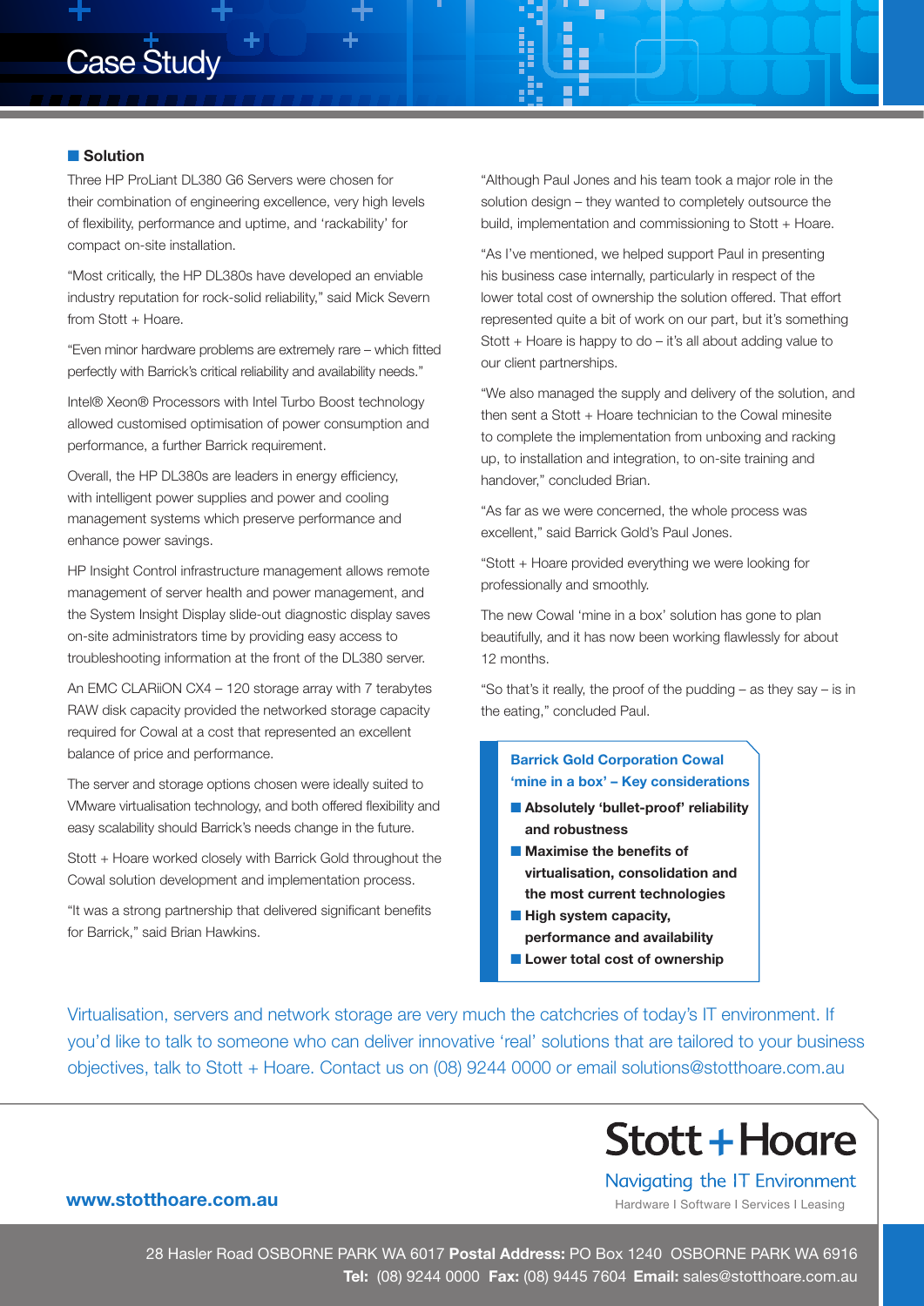## Solution

Three HP ProLiant DL380 G6 Servers were chosen for their combination of engineering excellence, very high levels of flexibility, performance and uptime, and 'rackability' for compact on-site installation.

"Most critically, the HP DL380s have developed an enviable industry reputation for rock-solid reliability," said Mick Severn from Stott + Hoare.

"Even minor hardware problems are extremely rare – which fitted perfectly with Barrick's critical reliability and availability needs."

Intel® Xeon® Processors with Intel Turbo Boost technology allowed customised optimisation of power consumption and performance, a further Barrick requirement.

Overall, the HP DL380s are leaders in energy efficiency, with intelligent power supplies and power and cooling management systems which preserve performance and enhance power savings.

HP Insight Control infrastructure management allows remote management of server health and power management, and the System Insight Display slide-out diagnostic display saves on-site administrators time by providing easy access to troubleshooting information at the front of the DL380 server.

An EMC CLARiiON CX4 – 120 storage array with 7 terabytes RAW disk capacity provided the networked storage capacity required for Cowal at a cost that represented an excellent balance of price and performance.

The server and storage options chosen were ideally suited to VMware virtualisation technology, and both offered flexibility and easy scalability should Barrick's needs change in the future.

Stott + Hoare worked closely with Barrick Gold throughout the Cowal solution development and implementation process.

"It was a strong partnership that delivered significant benefits for Barrick," said Brian Hawkins.

"Although Paul Jones and his team took a major role in the solution design – they wanted to completely outsource the build, implementation and commissioning to Stott + Hoare.

"As I've mentioned, we helped support Paul in presenting his business case internally, particularly in respect of the lower total cost of ownership the solution offered. That effort represented quite a bit of work on our part, but it's something Stott + Hoare is happy to do – it's all about adding value to our client partnerships.

"We also managed the supply and delivery of the solution, and then sent a Stott + Hoare technician to the Cowal minesite to complete the implementation from unboxing and racking up, to installation and integration, to on-site training and handover," concluded Brian.

"As far as we were concerned, the whole process was excellent," said Barrick Gold's Paul Jones.

"Stott + Hoare provided everything we were looking for professionally and smoothly.

The new Cowal 'mine in a box' solution has gone to plan beautifully, and it has now been working flawlessly for about 12 months.

"So that's it really, the proof of the pudding – as they say – is in the eating," concluded Paul.

**Barrick Gold Corporation Cowal 'mine in a box' – Key considerations**

- **Absolutely 'bullet-proof' reliability and robustness**
- **Maximise the benefits of virtualisation, consolidation and the most current technologies**
- **High system capacity, performance and availability**
- **Lower total cost of ownership**

Virtualisation, servers and network storage are very much the catchcries of today's IT environment. If you'd like to talk to someone who can deliver innovative 'real' solutions that are tailored to your business objectives, talk to Stott + Hoare. Contact us on (08) 9244 0000 or email solutions@stotthoare.com.au

**www.stotthoare.com.au**

Stott + Hoare

Navigating the IT Environment

Hardware I Software I Services I Leasing

28 Hasler Road OSBORNE PARK WA 6017 **Postal Address:** PO Box 1240 OSBORNE PARK WA 6916
**Tel:** (08) 9244 0000 **Fax:** (08) 9445 7604 **Email:** sales@stotthoare.com.au